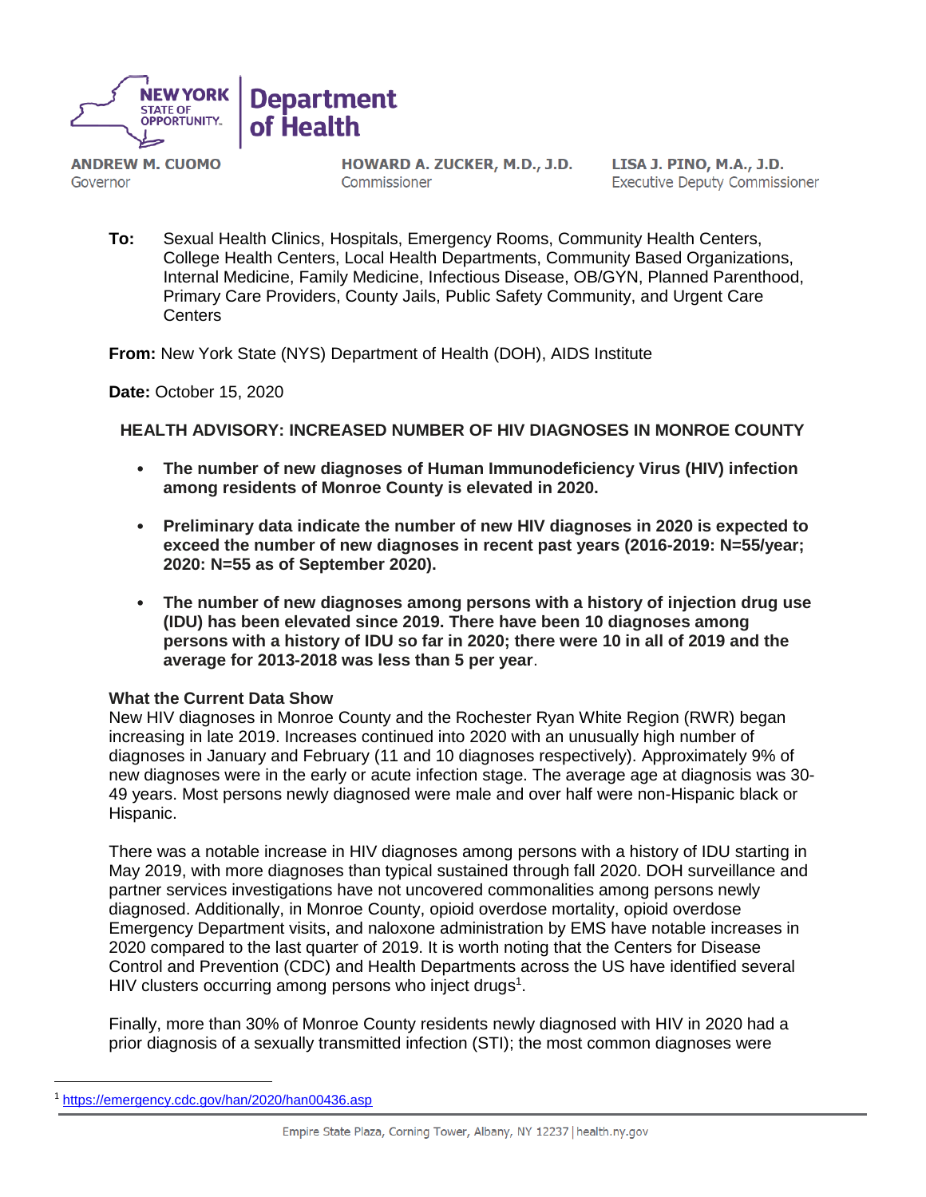NEW YORK STATE OF OPPORTUNITY. | Department of Health

**ANDREW M. CUOMO**
Governor

**HOWARD A. ZUCKER, M.D., J.D.**
Commissioner

**LISA J. PINO, M.A., J.D.**
Executive Deputy Commissioner

**To:** Sexual Health Clinics, Hospitals, Emergency Rooms, Community Health Centers, College Health Centers, Local Health Departments, Community Based Organizations, Internal Medicine, Family Medicine, Infectious Disease, OB/GYN, Planned Parenthood, Primary Care Providers, County Jails, Public Safety Community, and Urgent Care Centers

**From:** New York State (NYS) Department of Health (DOH), AIDS Institute

**Date:** October 15, 2020

**HEALTH ADVISORY: INCREASED NUMBER OF HIV DIAGNOSES IN MONROE COUNTY**

- **The number of new diagnoses of Human Immunodeficiency Virus (HIV) infection among residents of Monroe County is elevated in 2020.**
- **Preliminary data indicate the number of new HIV diagnoses in 2020 is expected to exceed the number of new diagnoses in recent past years (2016-2019: N=55/year; 2020: N=55 as of September 2020).**
- **The number of new diagnoses among persons with a history of injection drug use (IDU) has been elevated since 2019. There have been 10 diagnoses among persons with a history of IDU so far in 2020; there were 10 in all of 2019 and the average for 2013-2018 was less than 5 per year**.

**What the Current Data Show**

New HIV diagnoses in Monroe County and the Rochester Ryan White Region (RWR) began increasing in late 2019. Increases continued into 2020 with an unusually high number of diagnoses in January and February (11 and 10 diagnoses respectively). Approximately 9% of new diagnoses were in the early or acute infection stage. The average age at diagnosis was 30-49 years. Most persons newly diagnosed were male and over half were non-Hispanic black or Hispanic.

There was a notable increase in HIV diagnoses among persons with a history of IDU starting in May 2019, with more diagnoses than typical sustained through fall 2020. DOH surveillance and partner services investigations have not uncovered commonalities among persons newly diagnosed. Additionally, in Monroe County, opioid overdose mortality, opioid overdose Emergency Department visits, and naloxone administration by EMS have notable increases in 2020 compared to the last quarter of 2019. It is worth noting that the Centers for Disease Control and Prevention (CDC) and Health Departments across the US have identified several HIV clusters occurring among persons who inject drugs[1].

Finally, more than 30% of Monroe County residents newly diagnosed with HIV in 2020 had a prior diagnosis of a sexually transmitted infection (STI); the most common diagnoses were

[1] https://emergency.cdc.gov/han/2020/han00436.asp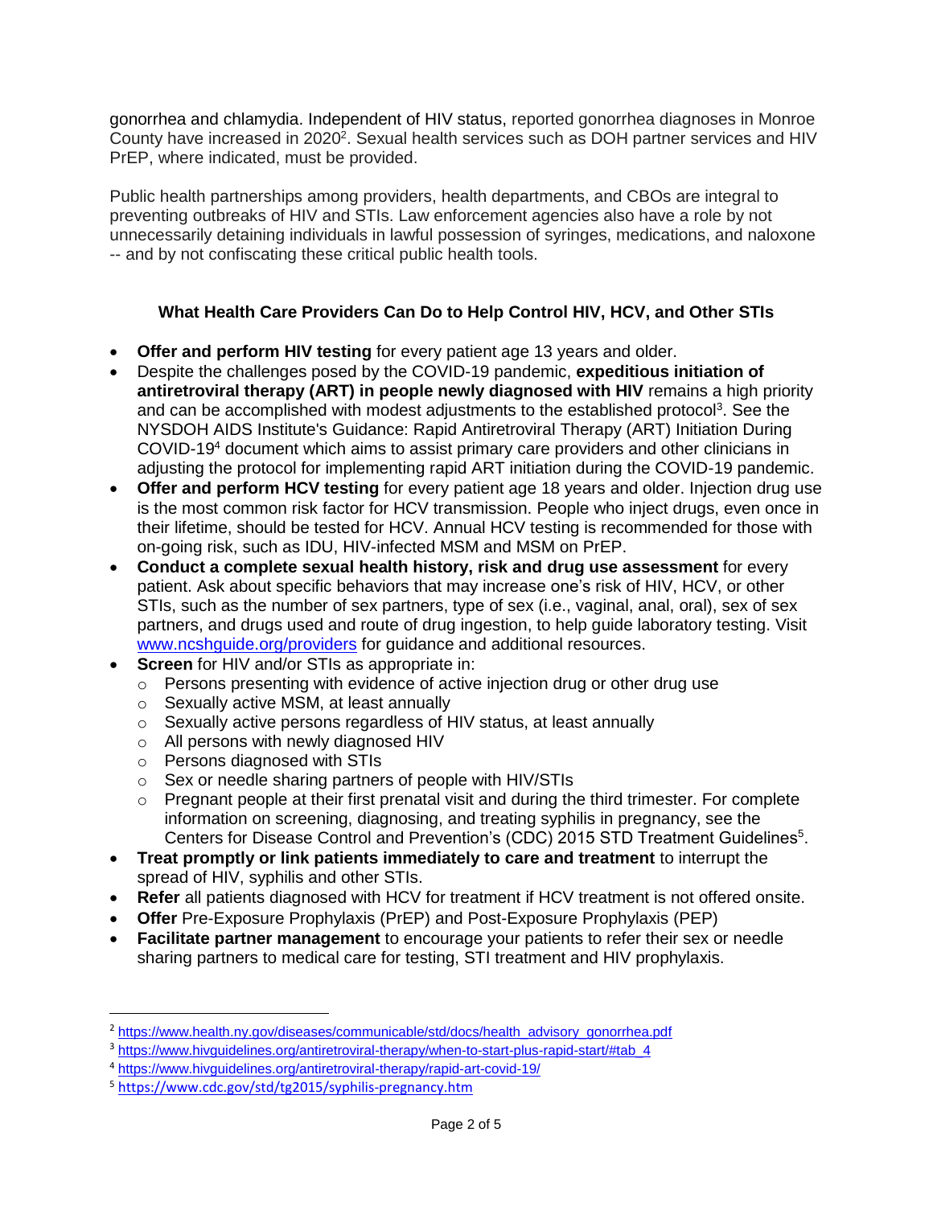gonorrhea and chlamydia. Independent of HIV status, reported gonorrhea diagnoses in Monroe County have increased in 2020[2]. Sexual health services such as DOH partner services and HIV PrEP, where indicated, must be provided.

Public health partnerships among providers, health departments, and CBOs are integral to preventing outbreaks of HIV and STIs. Law enforcement agencies also have a role by not unnecessarily detaining individuals in lawful possession of syringes, medications, and naloxone -- and by not confiscating these critical public health tools.

### What Health Care Providers Can Do to Help Control HIV, HCV, and Other STIs

- **Offer and perform HIV testing** for every patient age 13 years and older.
- Despite the challenges posed by the COVID-19 pandemic, **expeditious initiation of antiretroviral therapy (ART) in people newly diagnosed with HIV** remains a high priority and can be accomplished with modest adjustments to the established protocol[3]. See the NYSDOH AIDS Institute's Guidance: Rapid Antiretroviral Therapy (ART) Initiation During COVID-19[4] document which aims to assist primary care providers and other clinicians in adjusting the protocol for implementing rapid ART initiation during the COVID-19 pandemic.
- **Offer and perform HCV testing** for every patient age 18 years and older. Injection drug use is the most common risk factor for HCV transmission. People who inject drugs, even once in their lifetime, should be tested for HCV. Annual HCV testing is recommended for those with on-going risk, such as IDU, HIV-infected MSM and MSM on PrEP.
- **Conduct a complete sexual health history, risk and drug use assessment** for every patient. Ask about specific behaviors that may increase one's risk of HIV, HCV, or other STIs, such as the number of sex partners, type of sex (i.e., vaginal, anal, oral), sex of sex partners, and drugs used and route of drug ingestion, to help guide laboratory testing. Visit [www.ncshguide.org/providers](www.ncshguide.org/providers) for guidance and additional resources.
- **Screen** for HIV and/or STIs as appropriate in:
  - Persons presenting with evidence of active injection drug or other drug use
  - Sexually active MSM, at least annually
  - Sexually active persons regardless of HIV status, at least annually
  - All persons with newly diagnosed HIV
  - Persons diagnosed with STIs
  - Sex or needle sharing partners of people with HIV/STIs
  - Pregnant people at their first prenatal visit and during the third trimester. For complete information on screening, diagnosing, and treating syphilis in pregnancy, see the Centers for Disease Control and Prevention's (CDC) 2015 STD Treatment Guidelines[5].
- **Treat promptly or link patients immediately to care and treatment** to interrupt the spread of HIV, syphilis and other STIs.
- **Refer** all patients diagnosed with HCV for treatment if HCV treatment is not offered onsite.
- **Offer** Pre-Exposure Prophylaxis (PrEP) and Post-Exposure Prophylaxis (PEP)
- **Facilitate partner management** to encourage your patients to refer their sex or needle sharing partners to medical care for testing, STI treatment and HIV prophylaxis.

---

[2] https://www.health.ny.gov/diseases/communicable/std/docs/health_advisory_gonorrhea.pdf

[3] https://www.hivguidelines.org/antiretroviral-therapy/when-to-start-plus-rapid-start/#tab_4

[4] https://www.hivguidelines.org/antiretroviral-therapy/rapid-art-covid-19/

[5] https://www.cdc.gov/std/tg2015/syphilis-pregnancy.htm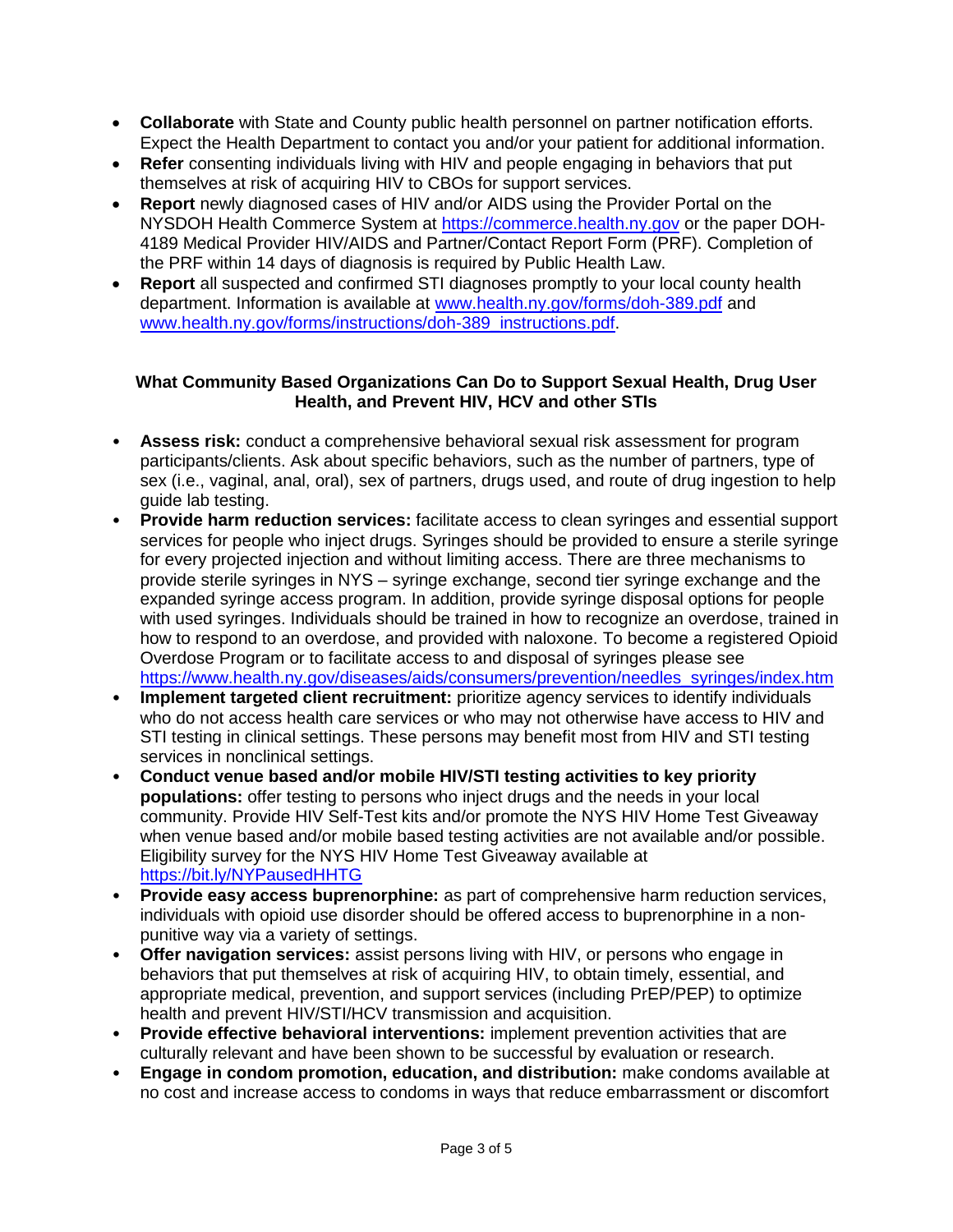- **Collaborate** with State and County public health personnel on partner notification efforts. Expect the Health Department to contact you and/or your patient for additional information.
- **Refer** consenting individuals living with HIV and people engaging in behaviors that put themselves at risk of acquiring HIV to CBOs for support services.
- **Report** newly diagnosed cases of HIV and/or AIDS using the Provider Portal on the NYSDOH Health Commerce System at https://commerce.health.ny.gov or the paper DOH-4189 Medical Provider HIV/AIDS and Partner/Contact Report Form (PRF). Completion of the PRF within 14 days of diagnosis is required by Public Health Law.
- **Report** all suspected and confirmed STI diagnoses promptly to your local county health department. Information is available at www.health.ny.gov/forms/doh-389.pdf and www.health.ny.gov/forms/instructions/doh-389_instructions.pdf.

### What Community Based Organizations Can Do to Support Sexual Health, Drug User Health, and Prevent HIV, HCV and other STIs

- **Assess risk:** conduct a comprehensive behavioral sexual risk assessment for program participants/clients. Ask about specific behaviors, such as the number of partners, type of sex (i.e., vaginal, anal, oral), sex of partners, drugs used, and route of drug ingestion to help guide lab testing.
- **Provide harm reduction services:** facilitate access to clean syringes and essential support services for people who inject drugs. Syringes should be provided to ensure a sterile syringe for every projected injection and without limiting access. There are three mechanisms to provide sterile syringes in NYS – syringe exchange, second tier syringe exchange and the expanded syringe access program. In addition, provide syringe disposal options for people with used syringes. Individuals should be trained in how to recognize an overdose, trained in how to respond to an overdose, and provided with naloxone. To become a registered Opioid Overdose Program or to facilitate access to and disposal of syringes please see https://www.health.ny.gov/diseases/aids/consumers/prevention/needles_syringes/index.htm
- **Implement targeted client recruitment:** prioritize agency services to identify individuals who do not access health care services or who may not otherwise have access to HIV and STI testing in clinical settings. These persons may benefit most from HIV and STI testing services in nonclinical settings.
- **Conduct venue based and/or mobile HIV/STI testing activities to key priority populations:** offer testing to persons who inject drugs and the needs in your local community. Provide HIV Self-Test kits and/or promote the NYS HIV Home Test Giveaway when venue based and/or mobile based testing activities are not available and/or possible. Eligibility survey for the NYS HIV Home Test Giveaway available at https://bit.ly/NYPausedHHTG
- **Provide easy access buprenorphine:** as part of comprehensive harm reduction services, individuals with opioid use disorder should be offered access to buprenorphine in a non-punitive way via a variety of settings.
- **Offer navigation services:** assist persons living with HIV, or persons who engage in behaviors that put themselves at risk of acquiring HIV, to obtain timely, essential, and appropriate medical, prevention, and support services (including PrEP/PEP) to optimize health and prevent HIV/STI/HCV transmission and acquisition.
- **Provide effective behavioral interventions:** implement prevention activities that are culturally relevant and have been shown to be successful by evaluation or research.
- **Engage in condom promotion, education, and distribution:** make condoms available at no cost and increase access to condoms in ways that reduce embarrassment or discomfort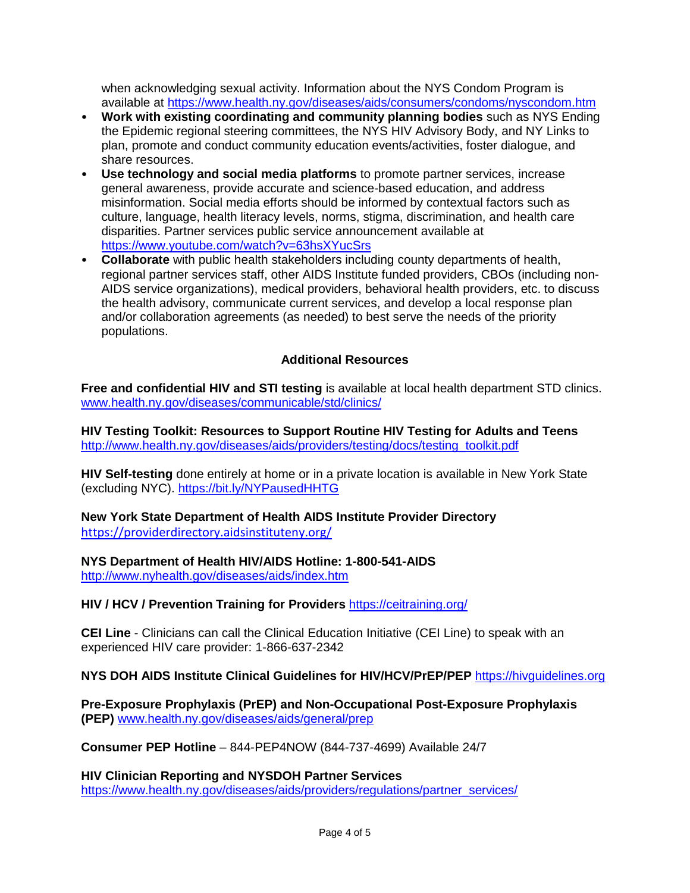when acknowledging sexual activity. Information about the NYS Condom Program is available at https://www.health.ny.gov/diseases/aids/consumers/condoms/nyscondom.htm

- **Work with existing coordinating and community planning bodies** such as NYS Ending the Epidemic regional steering committees, the NYS HIV Advisory Body, and NY Links to plan, promote and conduct community education events/activities, foster dialogue, and share resources.
- **Use technology and social media platforms** to promote partner services, increase general awareness, provide accurate and science-based education, and address misinformation. Social media efforts should be informed by contextual factors such as culture, language, health literacy levels, norms, stigma, discrimination, and health care disparities. Partner services public service announcement available at https://www.youtube.com/watch?v=63hsXYucSrs
- **Collaborate** with public health stakeholders including county departments of health, regional partner services staff, other AIDS Institute funded providers, CBOs (including non-AIDS service organizations), medical providers, behavioral health providers, etc. to discuss the health advisory, communicate current services, and develop a local response plan and/or collaboration agreements (as needed) to best serve the needs of the priority populations.

## Additional Resources

**Free and confidential HIV and STI testing** is available at local health department STD clinics. www.health.ny.gov/diseases/communicable/std/clinics/

**HIV Testing Toolkit: Resources to Support Routine HIV Testing for Adults and Teens**
http://www.health.ny.gov/diseases/aids/providers/testing/docs/testing_toolkit.pdf

**HIV Self-testing** done entirely at home or in a private location is available in New York State (excluding NYC). https://bit.ly/NYPausedHHTG

**New York State Department of Health AIDS Institute Provider Directory**
https://providerdirectory.aidsinstituteny.org/

**NYS Department of Health HIV/AIDS Hotline: 1-800-541-AIDS**
http://www.nyhealth.gov/diseases/aids/index.htm

**HIV / HCV / Prevention Training for Providers** https://ceitraining.org/

**CEI Line** - Clinicians can call the Clinical Education Initiative (CEI Line) to speak with an experienced HIV care provider: 1-866-637-2342

**NYS DOH AIDS Institute Clinical Guidelines for HIV/HCV/PrEP/PEP** https://hivguidelines.org

**Pre-Exposure Prophylaxis (PrEP) and Non-Occupational Post-Exposure Prophylaxis (PEP)** www.health.ny.gov/diseases/aids/general/prep

**Consumer PEP Hotline** – 844-PEP4NOW (844-737-4699) Available 24/7

**HIV Clinician Reporting and NYSDOH Partner Services**
https://www.health.ny.gov/diseases/aids/providers/regulations/partner_services/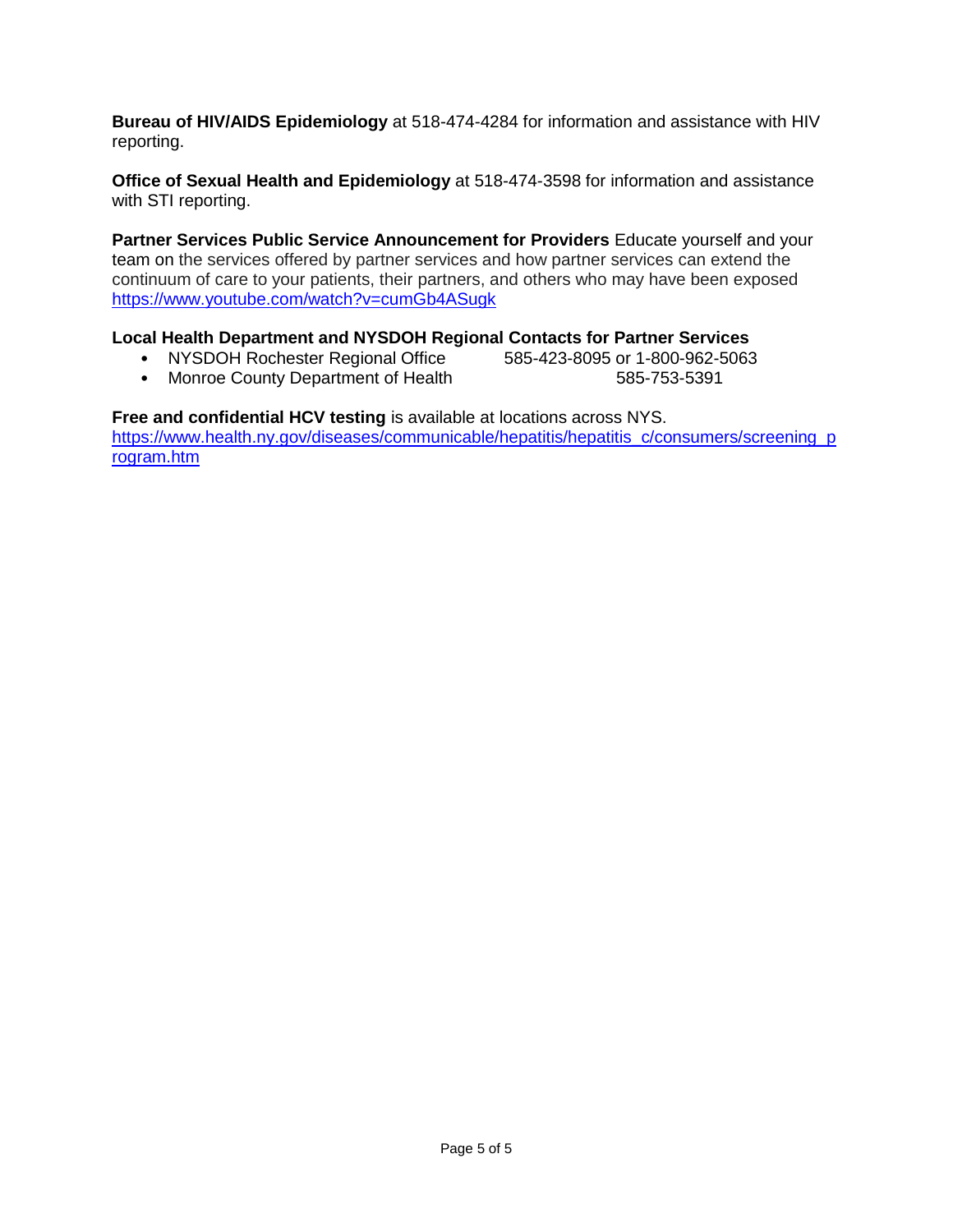**Bureau of HIV/AIDS Epidemiology** at 518-474-4284 for information and assistance with HIV reporting.

**Office of Sexual Health and Epidemiology** at 518-474-3598 for information and assistance with STI reporting.

**Partner Services Public Service Announcement for Providers** Educate yourself and your team on the services offered by partner services and how partner services can extend the continuum of care to your patients, their partners, and others who may have been exposed https://www.youtube.com/watch?v=cumGb4ASugk

**Local Health Department and NYSDOH Regional Contacts for Partner Services**

- NYSDOH Rochester Regional Office 585-423-8095 or 1-800-962-5063
- Monroe County Department of Health 585-753-5391

**Free and confidential HCV testing** is available at locations across NYS. https://www.health.ny.gov/diseases/communicable/hepatitis/hepatitis_c/consumers/screening_program.htm